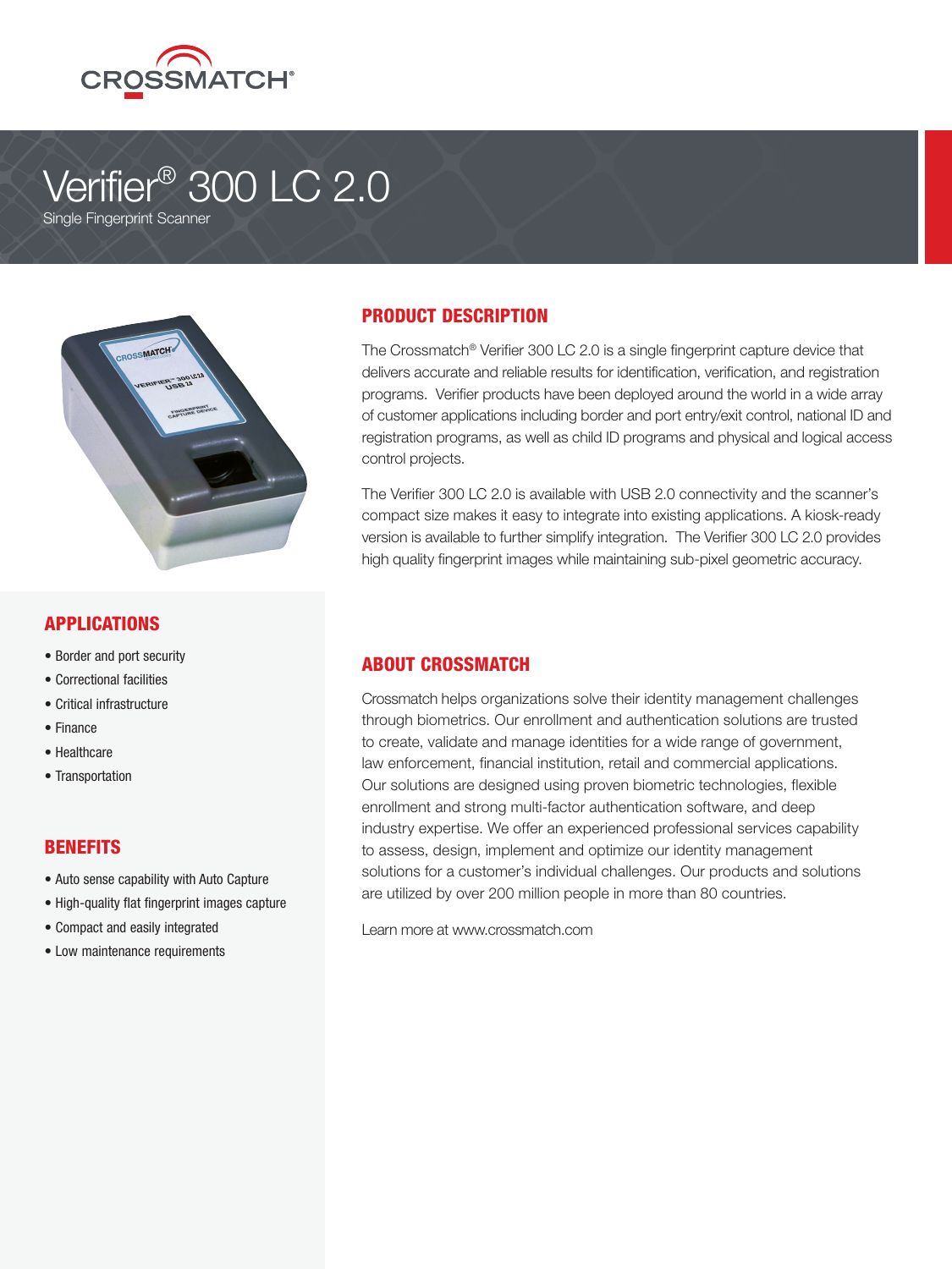CROSSMATCH®

# Verifier® 300 LC 2.0

Single Fingerprint Scanner

## PRODUCT DESCRIPTION

The Crossmatch® Verifier 300 LC 2.0 is a single fingerprint capture device that delivers accurate and reliable results for identification, verification, and registration programs. Verifier products have been deployed around the world in a wide array of customer applications including border and port entry/exit control, national ID and registration programs, as well as child ID programs and physical and logical access control projects.

The Verifier 300 LC 2.0 is available with USB 2.0 connectivity and the scanner's compact size makes it easy to integrate into existing applications. A kiosk-ready version is available to further simplify integration. The Verifier 300 LC 2.0 provides high quality fingerprint images while maintaining sub-pixel geometric accuracy.

## APPLICATIONS

- Border and port security
- Correctional facilities
- Critical infrastructure
- Finance
- Healthcare
- Transportation

## BENEFITS

- Auto sense capability with Auto Capture
- High-quality flat fingerprint images capture
- Compact and easily integrated
- Low maintenance requirements

## ABOUT CROSSMATCH

Crossmatch helps organizations solve their identity management challenges through biometrics. Our enrollment and authentication solutions are trusted to create, validate and manage identities for a wide range of government, law enforcement, financial institution, retail and commercial applications. Our solutions are designed using proven biometric technologies, flexible enrollment and strong multi-factor authentication software, and deep industry expertise. We offer an experienced professional services capability to assess, design, implement and optimize our identity management solutions for a customer's individual challenges. Our products and solutions are utilized by over 200 million people in more than 80 countries.

Learn more at www.crossmatch.com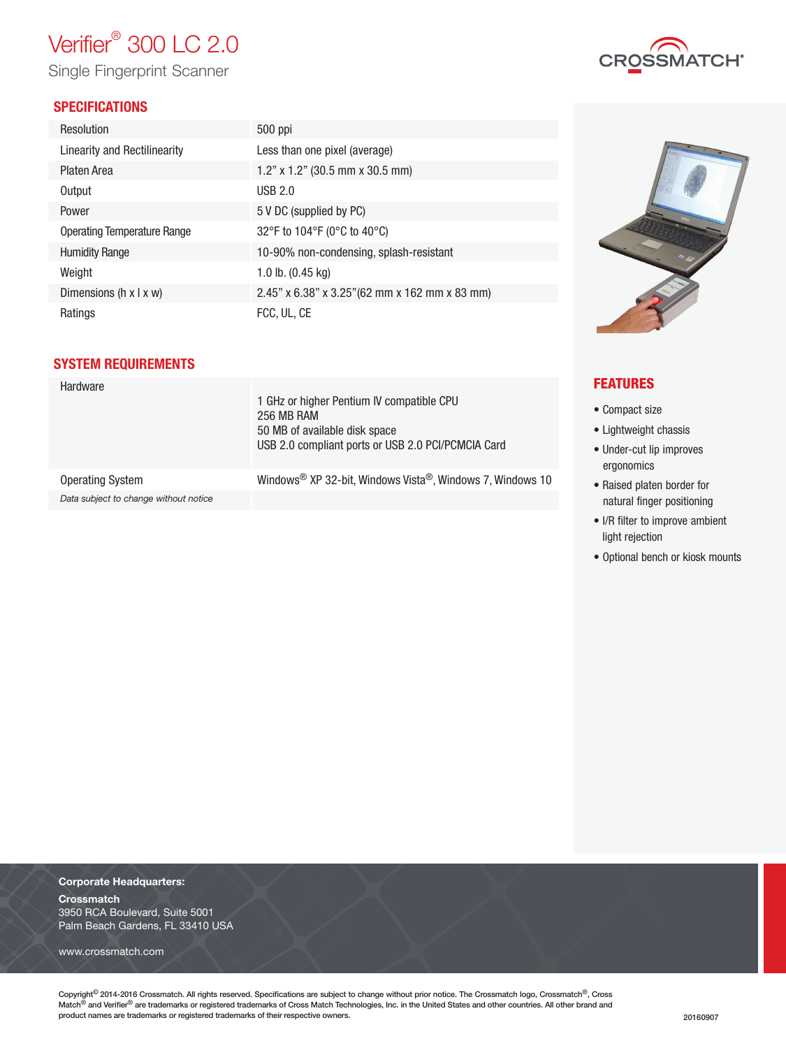# Verifier® 300 LC 2.0

Single Fingerprint Scanner

## SPECIFICATIONS

| | |
|---|---|
| Resolution | 500 ppi |
| Linearity and Rectilinearity | Less than one pixel (average) |
| Platen Area | 1.2" x 1.2" (30.5 mm x 30.5 mm) |
| Output | USB 2.0 |
| Power | 5 V DC (supplied by PC) |
| Operating Temperature Range | 32°F to 104°F (0°C to 40°C) |
| Humidity Range | 10-90% non-condensing, splash-resistant |
| Weight | 1.0 lb. (0.45 kg) |
| Dimensions (h x l x w) | 2.45" x 6.38" x 3.25"(62 mm x 162 mm x 83 mm) |
| Ratings | FCC, UL, CE |

## SYSTEM REQUIREMENTS

| | |
|---|---|
| Hardware | 1 GHz or higher Pentium IV compatible CPU<br>256 MB RAM<br>50 MB of available disk space<br>USB 2.0 compliant ports or USB 2.0 PCI/PCMCIA Card |
| Operating System | Windows® XP 32-bit, Windows Vista®, Windows 7, Windows 10 |
| *Data subject to change without notice* | |

## FEATURES

- Compact size
- Lightweight chassis
- Under-cut lip improves ergonomics
- Raised platen border for natural finger positioning
- I/R filter to improve ambient light rejection
- Optional bench or kiosk mounts

**Corporate Headquarters:**

**Crossmatch**
3950 RCA Boulevard, Suite 5001
Palm Beach Gardens, FL 33410 USA

www.crossmatch.com

Copyright© 2014-2016 Crossmatch. All rights reserved. Specifications are subject to change without prior notice. The Crossmatch logo, Crossmatch®, Cross Match® and Verifier® are trademarks or registered trademarks of Cross Match Technologies, Inc. in the United States and other countries. All other brand and product names are trademarks or registered trademarks of their respective owners.

20160907